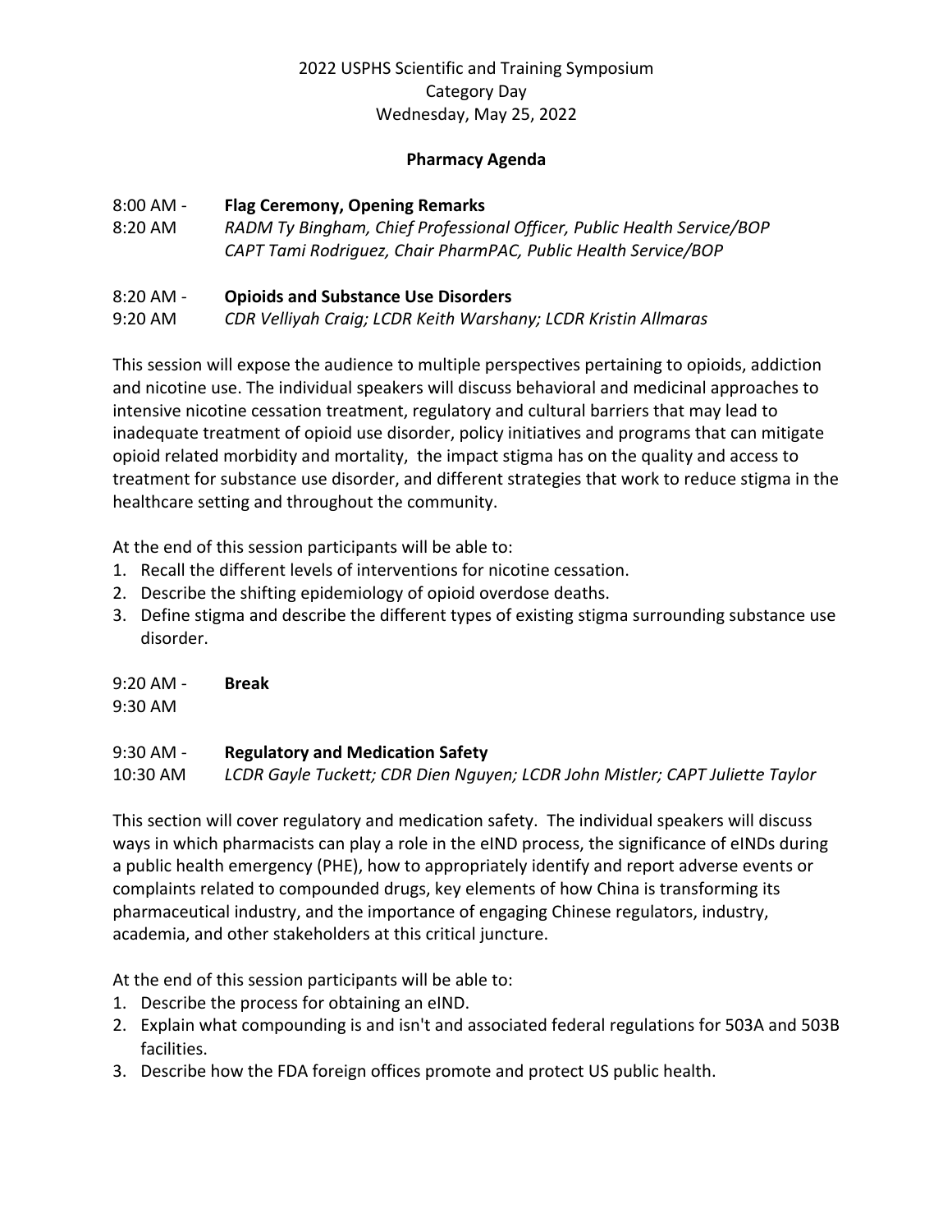2022 USPHS Scientific and Training Symposium
Category Day
Wednesday, May 25, 2022

**Pharmacy Agenda**

8:00 AM - 8:20 AM **Flag Ceremony, Opening Remarks**
*RADM Ty Bingham, Chief Professional Officer, Public Health Service/BOP*
*CAPT Tami Rodriguez, Chair PharmPAC, Public Health Service/BOP*

8:20 AM - 9:20 AM **Opioids and Substance Use Disorders**
*CDR Velliyah Craig; LCDR Keith Warshany; LCDR Kristin Allmaras*

This session will expose the audience to multiple perspectives pertaining to opioids, addiction and nicotine use. The individual speakers will discuss behavioral and medicinal approaches to intensive nicotine cessation treatment, regulatory and cultural barriers that may lead to inadequate treatment of opioid use disorder, policy initiatives and programs that can mitigate opioid related morbidity and mortality, the impact stigma has on the quality and access to treatment for substance use disorder, and different strategies that work to reduce stigma in the healthcare setting and throughout the community.

At the end of this session participants will be able to:

1. Recall the different levels of interventions for nicotine cessation.
2. Describe the shifting epidemiology of opioid overdose deaths.
3. Define stigma and describe the different types of existing stigma surrounding substance use disorder.

9:20 AM - 9:30 AM **Break**

9:30 AM - 10:30 AM **Regulatory and Medication Safety**
*LCDR Gayle Tuckett; CDR Dien Nguyen; LCDR John Mistler; CAPT Juliette Taylor*

This section will cover regulatory and medication safety. The individual speakers will discuss ways in which pharmacists can play a role in the eIND process, the significance of eINDs during a public health emergency (PHE), how to appropriately identify and report adverse events or complaints related to compounded drugs, key elements of how China is transforming its pharmaceutical industry, and the importance of engaging Chinese regulators, industry, academia, and other stakeholders at this critical juncture.

At the end of this session participants will be able to:

1. Describe the process for obtaining an eIND.
2. Explain what compounding is and isn't and associated federal regulations for 503A and 503B facilities.
3. Describe how the FDA foreign offices promote and protect US public health.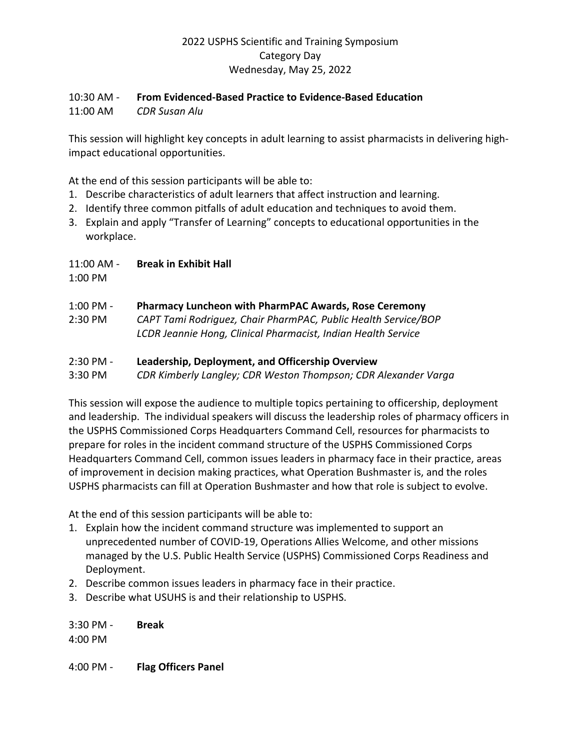2022 USPHS Scientific and Training Symposium
Category Day
Wednesday, May 25, 2022

10:30 AM - 11:00 AM **From Evidenced-Based Practice to Evidence-Based Education**
*CDR Susan Alu*

This session will highlight key concepts in adult learning to assist pharmacists in delivering high-impact educational opportunities.

At the end of this session participants will be able to:

1. Describe characteristics of adult learners that affect instruction and learning.
2. Identify three common pitfalls of adult education and techniques to avoid them.
3. Explain and apply "Transfer of Learning" concepts to educational opportunities in the workplace.

11:00 AM - 1:00 PM **Break in Exhibit Hall**

1:00 PM - 2:30 PM **Pharmacy Luncheon with PharmPAC Awards, Rose Ceremony**
*CAPT Tami Rodriguez, Chair PharmPAC, Public Health Service/BOP*
*LCDR Jeannie Hong, Clinical Pharmacist, Indian Health Service*

2:30 PM - 3:30 PM **Leadership, Deployment, and Officership Overview**
*CDR Kimberly Langley; CDR Weston Thompson; CDR Alexander Varga*

This session will expose the audience to multiple topics pertaining to officership, deployment and leadership. The individual speakers will discuss the leadership roles of pharmacy officers in the USPHS Commissioned Corps Headquarters Command Cell, resources for pharmacists to prepare for roles in the incident command structure of the USPHS Commissioned Corps Headquarters Command Cell, common issues leaders in pharmacy face in their practice, areas of improvement in decision making practices, what Operation Bushmaster is, and the roles USPHS pharmacists can fill at Operation Bushmaster and how that role is subject to evolve.

At the end of this session participants will be able to:

1. Explain how the incident command structure was implemented to support an unprecedented number of COVID-19, Operations Allies Welcome, and other missions managed by the U.S. Public Health Service (USPHS) Commissioned Corps Readiness and Deployment.
2. Describe common issues leaders in pharmacy face in their practice.
3. Describe what USUHS is and their relationship to USPHS.

3:30 PM - 4:00 PM **Break**

4:00 PM - **Flag Officers Panel**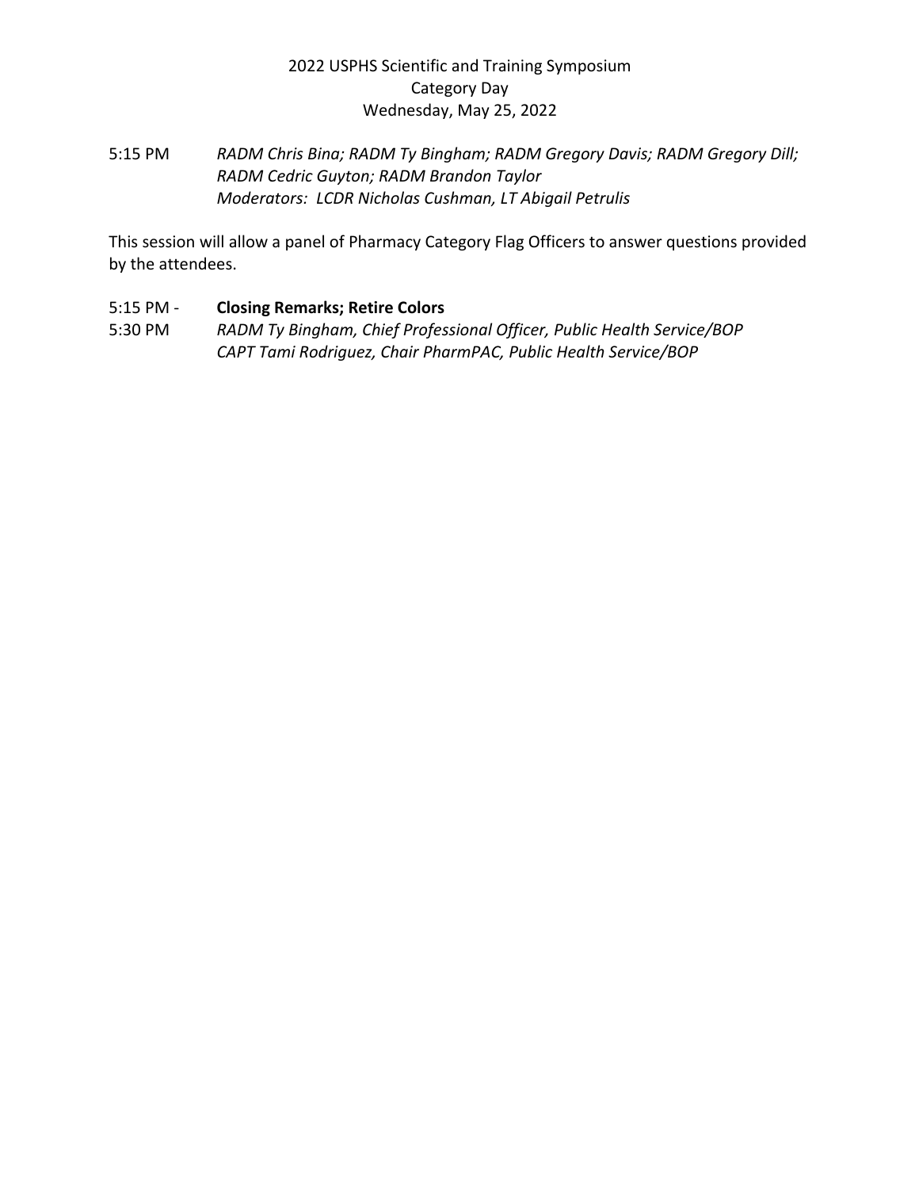2022 USPHS Scientific and Training Symposium
Category Day
Wednesday, May 25, 2022

5:15 PM *RADM Chris Bina; RADM Ty Bingham; RADM Gregory Davis; RADM Gregory Dill; RADM Cedric Guyton; RADM Brandon Taylor*
*Moderators: LCDR Nicholas Cushman, LT Abigail Petrulis*

This session will allow a panel of Pharmacy Category Flag Officers to answer questions provided by the attendees.

5:15 PM - 5:30 PM **Closing Remarks; Retire Colors**
*RADM Ty Bingham, Chief Professional Officer, Public Health Service/BOP*
*CAPT Tami Rodriguez, Chair PharmPAC, Public Health Service/BOP*